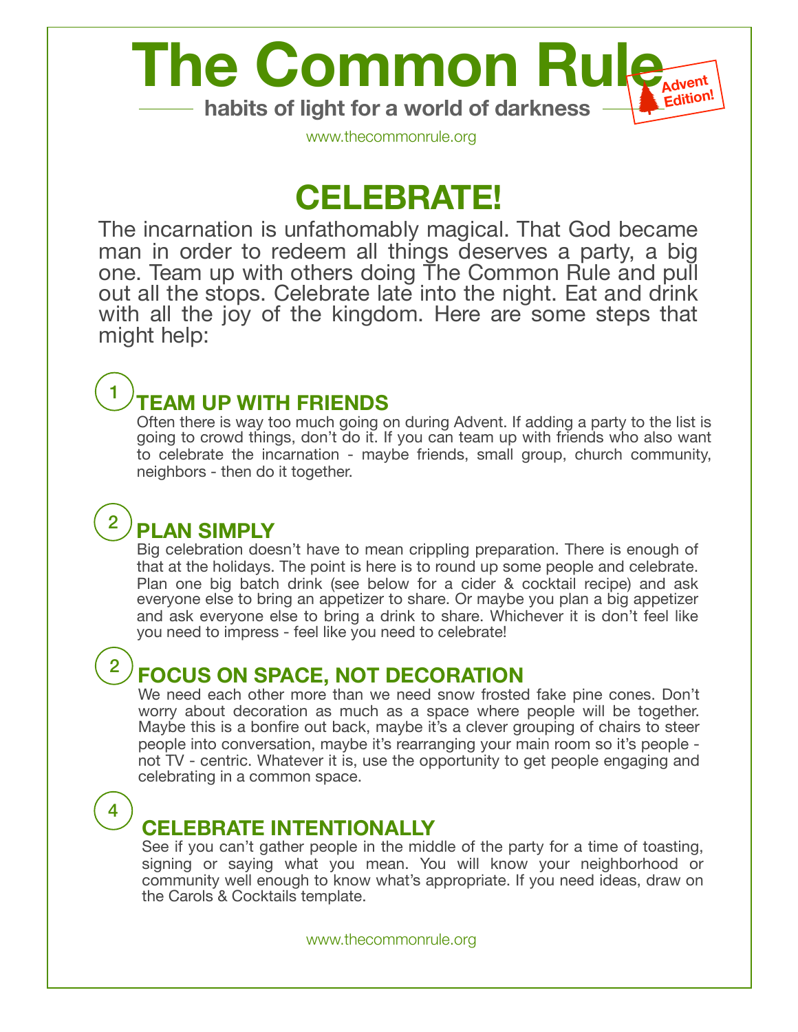# The Common Rule

habits of light for a world of darkness

Advent Edition!

www.thecommonrule.org

## CELEBRATE!

The incarnation is unfathomably magical. That God became man in order to redeem all things deserves a party, a big one. Team up with others doing The Common Rule and pull out all the stops. Celebrate late into the night. Eat and drink with all the joy of the kingdom. Here are some steps that might help:

### 1 TEAM UP WITH FRIENDS

Often there is way too much going on during Advent. If adding a party to the list is going to crowd things, don't do it. If you can team up with friends who also want to celebrate the incarnation - maybe friends, small group, church community, neighbors - then do it together.

### 2 PLAN SIMPLY

Big celebration doesn't have to mean crippling preparation. There is enough of that at the holidays. The point is here is to round up some people and celebrate. Plan one big batch drink (see below for a cider & cocktail recipe) and ask everyone else to bring an appetizer to share. Or maybe you plan a big appetizer and ask everyone else to bring a drink to share. Whichever it is don't feel like you need to impress - feel like you need to celebrate!

### 2 FOCUS ON SPACE, NOT DECORATION

We need each other more than we need snow frosted fake pine cones. Don't worry about decoration as much as a space where people will be together. Maybe this is a bonfire out back, maybe it's a clever grouping of chairs to steer people into conversation, maybe it's rearranging your main room so it's people - not TV - centric. Whatever it is, use the opportunity to get people engaging and celebrating in a common space.

### 4 CELEBRATE INTENTIONALLY

See if you can't gather people in the middle of the party for a time of toasting, signing or saying what you mean. You will know your neighborhood or community well enough to know what's appropriate. If you need ideas, draw on the Carols & Cocktails template.

www.thecommonrule.org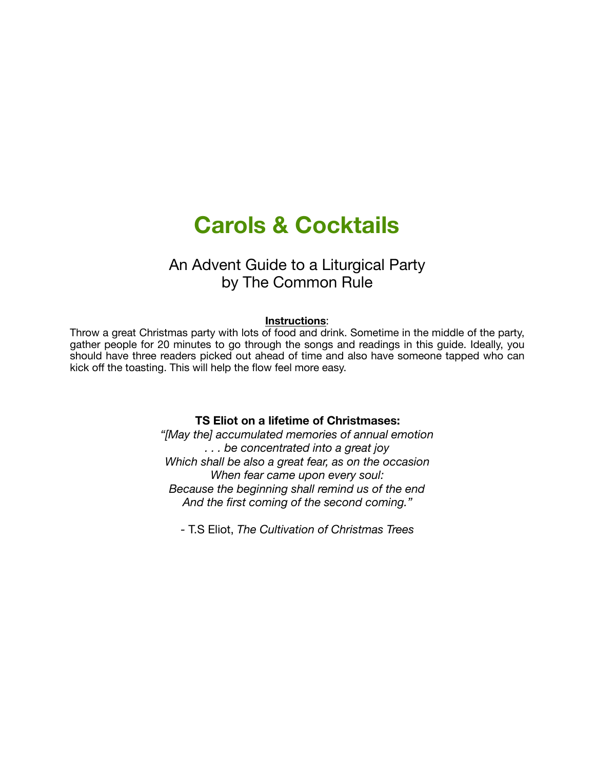# Carols & Cocktails

## An Advent Guide to a Liturgical Party
## by The Common Rule

**Instructions**:

Throw a great Christmas party with lots of food and drink. Sometime in the middle of the party, gather people for 20 minutes to go through the songs and readings in this guide. Ideally, you should have three readers picked out ahead of time and also have someone tapped who can kick off the toasting. This will help the flow feel more easy.

**TS Eliot on a lifetime of Christmases:**

*"[May the] accumulated memories of annual emotion*
*. . . be concentrated into a great joy*
*Which shall be also a great fear, as on the occasion*
*When fear came upon every soul:*
*Because the beginning shall remind us of the end*
*And the first coming of the second coming."*

- T.S Eliot, *The Cultivation of Christmas Trees*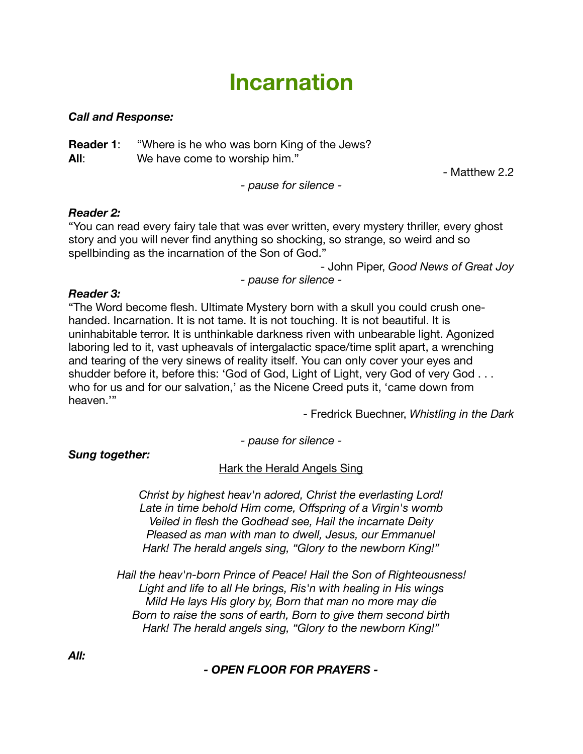# Incarnation

***Call and Response:***

**Reader 1**: "Where is he who was born King of the Jews?
**All**: We have come to worship him."

- Matthew 2.2

*- pause for silence -*

***Reader 2:***

"You can read every fairy tale that was ever written, every mystery thriller, every ghost story and you will never find anything so shocking, so strange, so weird and so spellbinding as the incarnation of the Son of God."

- John Piper, *Good News of Great Joy*

*- pause for silence -*

***Reader 3:***

"The Word become flesh. Ultimate Mystery born with a skull you could crush one-handed. Incarnation. It is not tame. It is not touching. It is not beautiful. It is uninhabitable terror. It is unthinkable darkness riven with unbearable light. Agonized laboring led to it, vast upheavals of intergalactic space/time split apart, a wrenching and tearing of the very sinews of reality itself. You can only cover your eyes and shudder before it, before this: 'God of God, Light of Light, very God of very God . . . who for us and for our salvation,' as the Nicene Creed puts it, 'came down from heaven.'"

- Fredrick Buechner, *Whistling in the Dark*

*- pause for silence -*

***Sung together:***

<u>Hark the Herald Angels Sing</u>

*Christ by highest heav'n adored, Christ the everlasting Lord!*
*Late in time behold Him come, Offspring of a Virgin's womb*
*Veiled in flesh the Godhead see, Hail the incarnate Deity*
*Pleased as man with man to dwell, Jesus, our Emmanuel*
*Hark! The herald angels sing, "Glory to the newborn King!"*

*Hail the heav'n-born Prince of Peace! Hail the Son of Righteousness!*
*Light and life to all He brings, Ris'n with healing in His wings*
*Mild He lays His glory by, Born that man no more may die*
*Born to raise the sons of earth, Born to give them second birth*
*Hark! The herald angels sing, "Glory to the newborn King!"*

***All:***

***- OPEN FLOOR FOR PRAYERS -***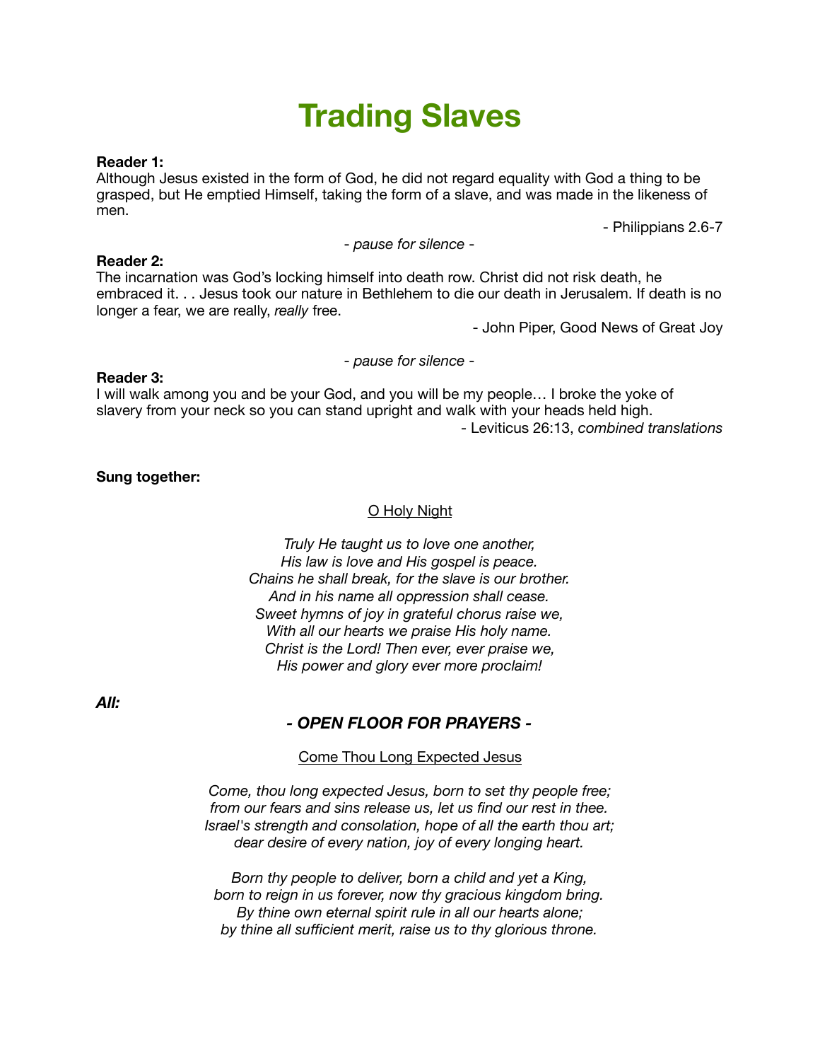# Trading Slaves

**Reader 1:**
Although Jesus existed in the form of God, he did not regard equality with God a thing to be grasped, but He emptied Himself, taking the form of a slave, and was made in the likeness of men.

- Philippians 2.6-7

*- pause for silence -*

**Reader 2:**
The incarnation was God's locking himself into death row. Christ did not risk death, he embraced it. . . Jesus took our nature in Bethlehem to die our death in Jerusalem. If death is no longer a fear, we are really, *really* free.

- John Piper, Good News of Great Joy

*- pause for silence -*

**Reader 3:**
I will walk among you and be your God, and you will be my people… I broke the yoke of slavery from your neck so you can stand upright and walk with your heads held high.

- Leviticus 26:13, *combined translations*

**Sung together:**

O Holy Night

*Truly He taught us to love one another,*
*His law is love and His gospel is peace.*
*Chains he shall break, for the slave is our brother.*
*And in his name all oppression shall cease.*
*Sweet hymns of joy in grateful chorus raise we,*
*With all our hearts we praise His holy name.*
*Christ is the Lord! Then ever, ever praise we,*
*His power and glory ever more proclaim!*

***All:***

***- OPEN FLOOR FOR PRAYERS -***

Come Thou Long Expected Jesus

*Come, thou long expected Jesus, born to set thy people free;*
*from our fears and sins release us, let us find our rest in thee.*
*Israel's strength and consolation, hope of all the earth thou art;*
*dear desire of every nation, joy of every longing heart.*

*Born thy people to deliver, born a child and yet a King,*
*born to reign in us forever, now thy gracious kingdom bring.*
*By thine own eternal spirit rule in all our hearts alone;*
*by thine all sufficient merit, raise us to thy glorious throne.*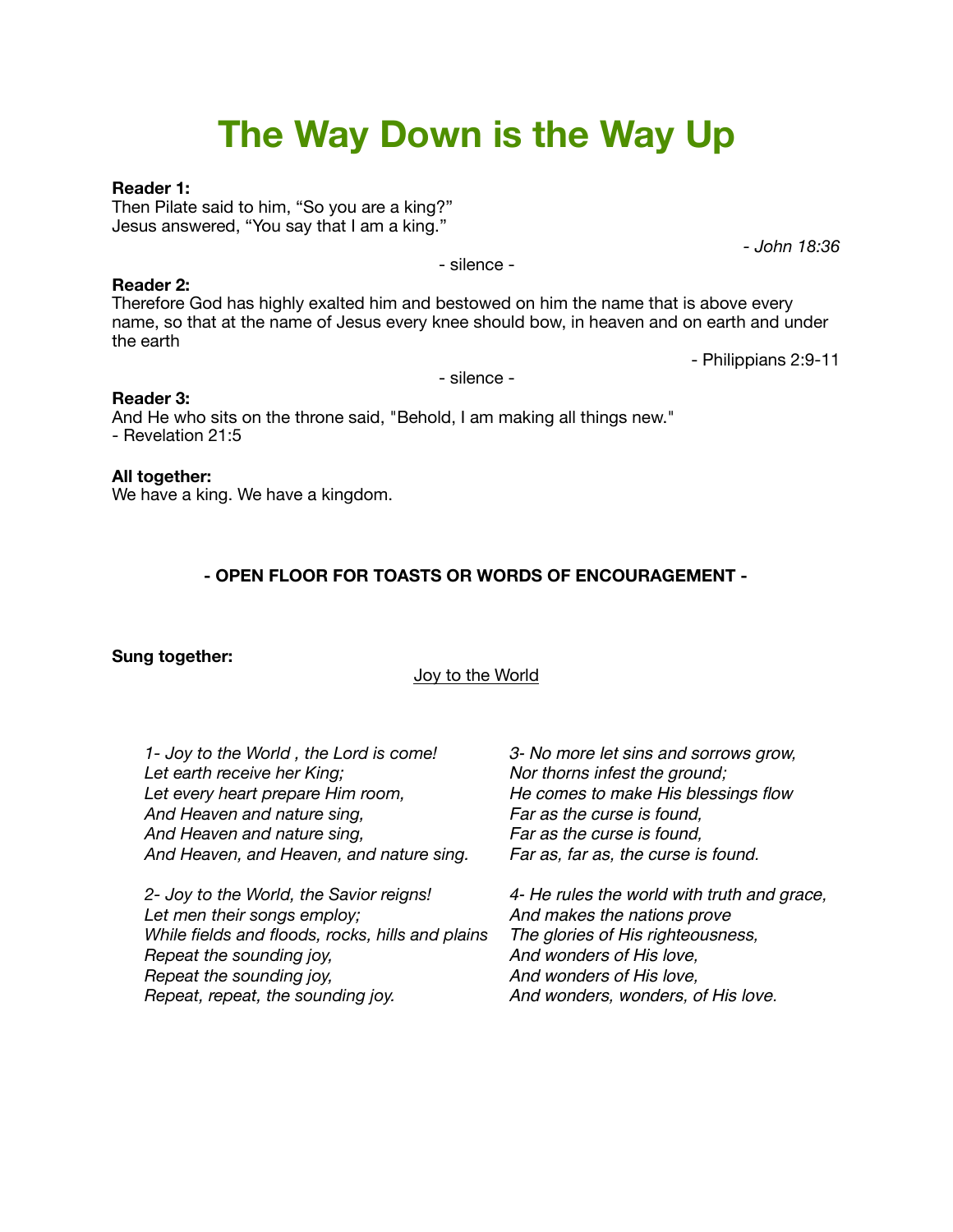# The Way Down is the Way Up

**Reader 1:**
Then Pilate said to him, “So you are a king?”
Jesus answered, “You say that I am a king.”

*- John 18:36*

- silence -

**Reader 2:**
Therefore God has highly exalted him and bestowed on him the name that is above every name, so that at the name of Jesus every knee should bow, in heaven and on earth and under the earth

- Philippians 2:9-11

- silence -

**Reader 3:**
And He who sits on the throne said, "Behold, I am making all things new."
- Revelation 21:5

**All together:**
We have a king. We have a kingdom.

**- OPEN FLOOR FOR TOASTS OR WORDS OF ENCOURAGEMENT -**

**Sung together:**

Joy to the World

*1- Joy to the World , the Lord is come!*
*Let earth receive her King;*
*Let every heart prepare Him room,*
*And Heaven and nature sing,*
*And Heaven and nature sing,*
*And Heaven, and Heaven, and nature sing.*

*2- Joy to the World, the Savior reigns!*
*Let men their songs employ;*
*While fields and floods, rocks, hills and plains*
*Repeat the sounding joy,*
*Repeat the sounding joy,*
*Repeat, repeat, the sounding joy.*

*3- No more let sins and sorrows grow,*
*Nor thorns infest the ground;*
*He comes to make His blessings flow*
*Far as the curse is found,*
*Far as the curse is found,*
*Far as, far as, the curse is found.*

*4- He rules the world with truth and grace,*
*And makes the nations prove*
*The glories of His righteousness,*
*And wonders of His love,*
*And wonders of His love,*
*And wonders, wonders, of His love.*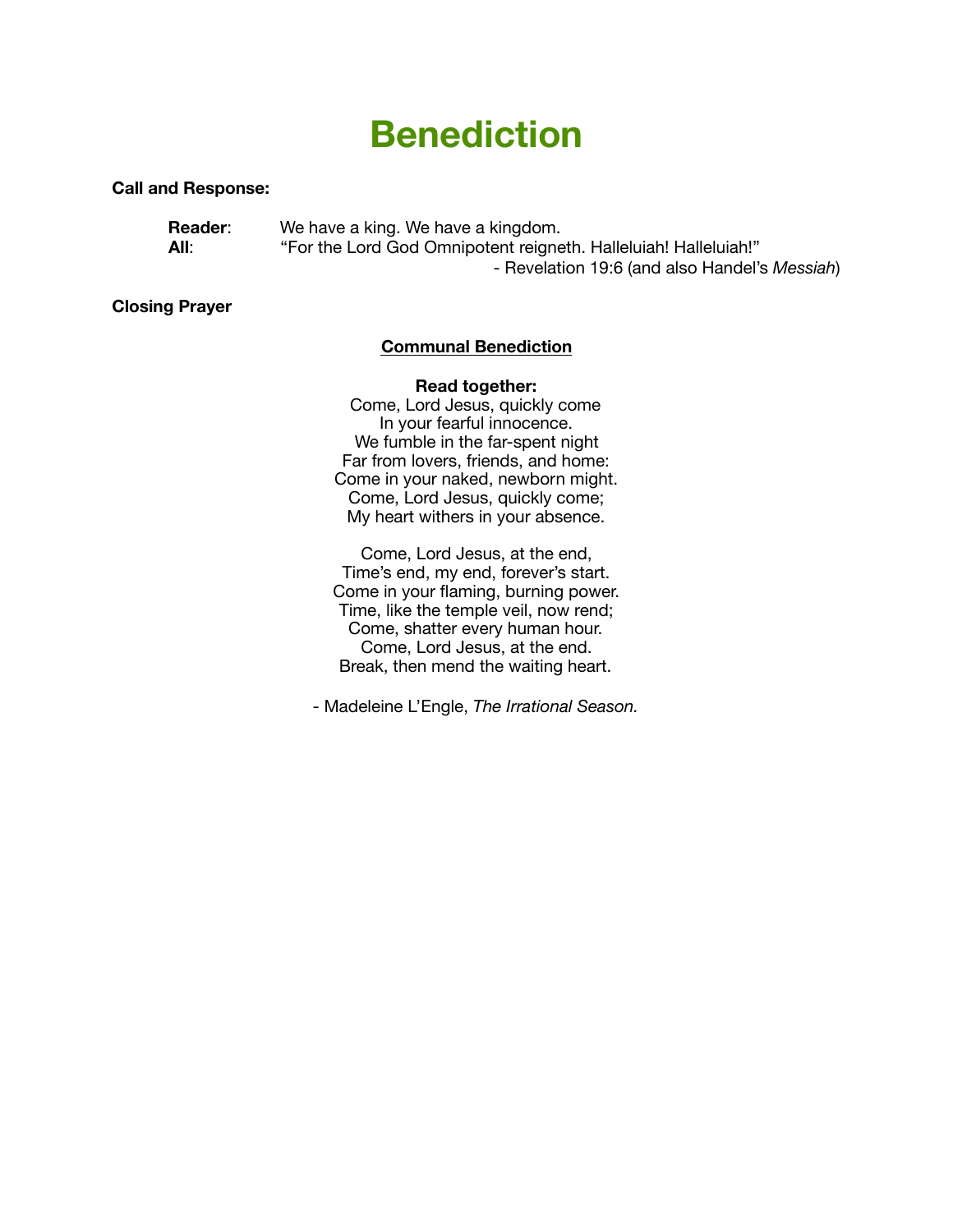# Benediction

**Call and Response:**

**Reader**: We have a king. We have a kingdom.
**All**: "For the Lord God Omnipotent reigneth. Halleluiah! Halleluiah!"

- Revelation 19:6 (and also Handel's *Messiah*)

**Closing Prayer**

**Communal Benediction**

**Read together:**

Come, Lord Jesus, quickly come
In your fearful innocence.
We fumble in the far-spent night
Far from lovers, friends, and home:
Come in your naked, newborn might.
Come, Lord Jesus, quickly come;
My heart withers in your absence.

Come, Lord Jesus, at the end,
Time's end, my end, forever's start.
Come in your flaming, burning power.
Time, like the temple veil, now rend;
Come, shatter every human hour.
Come, Lord Jesus, at the end.
Break, then mend the waiting heart.

- Madeleine L'Engle, *The Irrational Season.*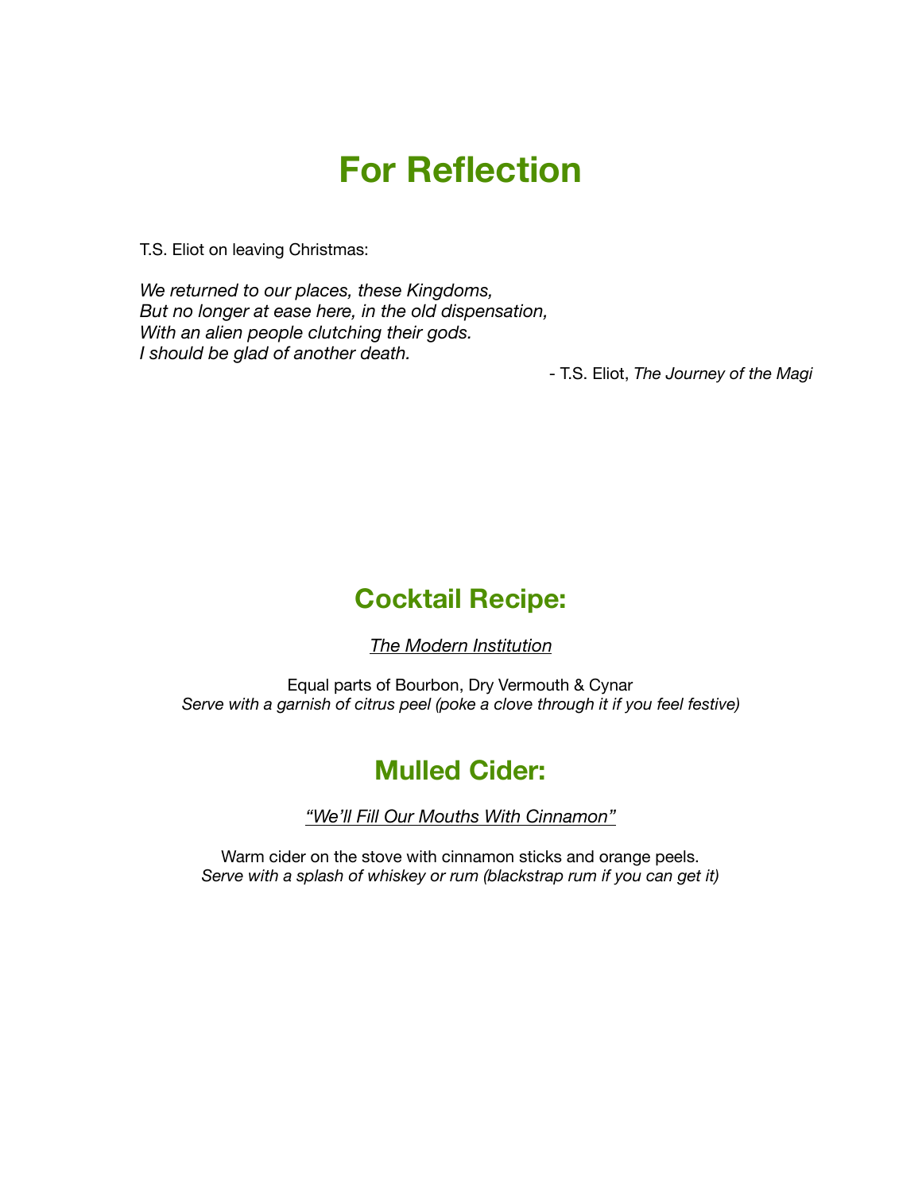# For Reflection

T.S. Eliot on leaving Christmas:

*We returned to our places, these Kingdoms,*
*But no longer at ease here, in the old dispensation,*
*With an alien people clutching their gods.*
*I should be glad of another death.*

- T.S. Eliot, *The Journey of the Magi*

## Cocktail Recipe:

*The Modern Institution*

Equal parts of Bourbon, Dry Vermouth & Cynar
*Serve with a garnish of citrus peel (poke a clove through it if you feel festive)*

## Mulled Cider:

*"We'll Fill Our Mouths With Cinnamon"*

Warm cider on the stove with cinnamon sticks and orange peels.
*Serve with a splash of whiskey or rum (blackstrap rum if you can get it)*